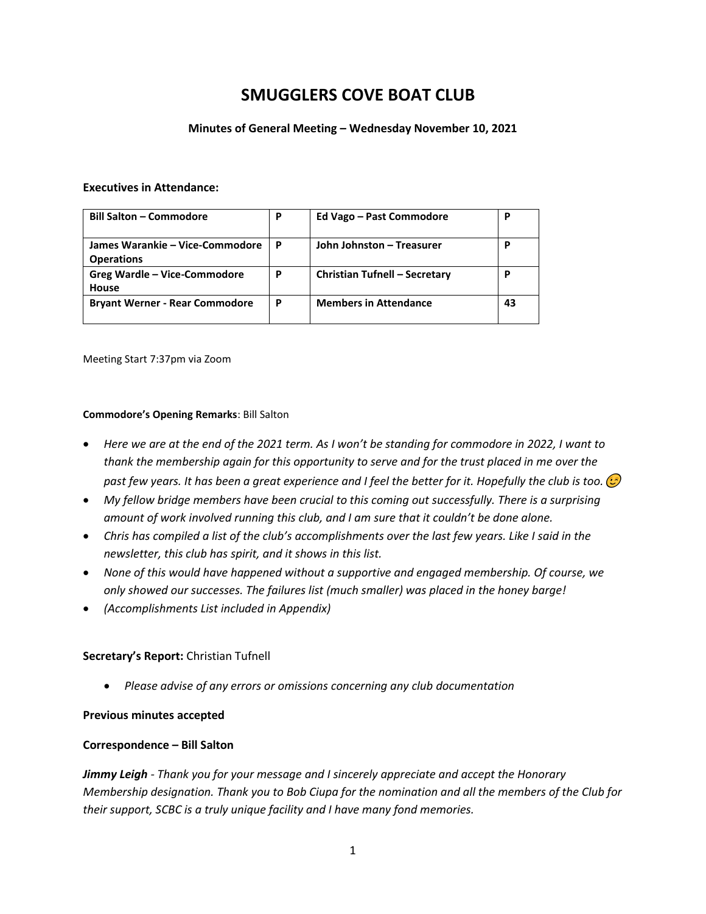# SMUGGLERS COVE BOAT CLUB

**Minutes of General Meeting – Wednesday November 10, 2021**

**Executives in Attendance:**

| | | | |
|---|---|---|---|
| **Bill Salton – Commodore** | **P** | **Ed Vago – Past Commodore** | **P** |
| **James Warankie – Vice-Commodore Operations** | **P** | **John Johnston – Treasurer** | **P** |
| **Greg Wardle – Vice-Commodore House** | **P** | **Christian Tufnell – Secretary** | **P** |
| **Bryant Werner - Rear Commodore** | **P** | **Members in Attendance** | **43** |

Meeting Start 7:37pm via Zoom

**Commodore's Opening Remarks**: Bill Salton

- *Here we are at the end of the 2021 term. As I won't be standing for commodore in 2022, I want to thank the membership again for this opportunity to serve and for the trust placed in me over the past few years. It has been a great experience and I feel the better for it. Hopefully the club is too.* 😉
- *My fellow bridge members have been crucial to this coming out successfully. There is a surprising amount of work involved running this club, and I am sure that it couldn't be done alone.*
- *Chris has compiled a list of the club's accomplishments over the last few years. Like I said in the newsletter, this club has spirit, and it shows in this list.*
- *None of this would have happened without a supportive and engaged membership. Of course, we only showed our successes. The failures list (much smaller) was placed in the honey barge!*
- *(Accomplishments List included in Appendix)*

**Secretary's Report:** Christian Tufnell

- *Please advise of any errors or omissions concerning any club documentation*

**Previous minutes accepted**

**Correspondence – Bill Salton**

***Jimmy Leigh*** *- Thank you for your message and I sincerely appreciate and accept the Honorary Membership designation. Thank you to Bob Ciupa for the nomination and all the members of the Club for their support, SCBC is a truly unique facility and I have many fond memories.*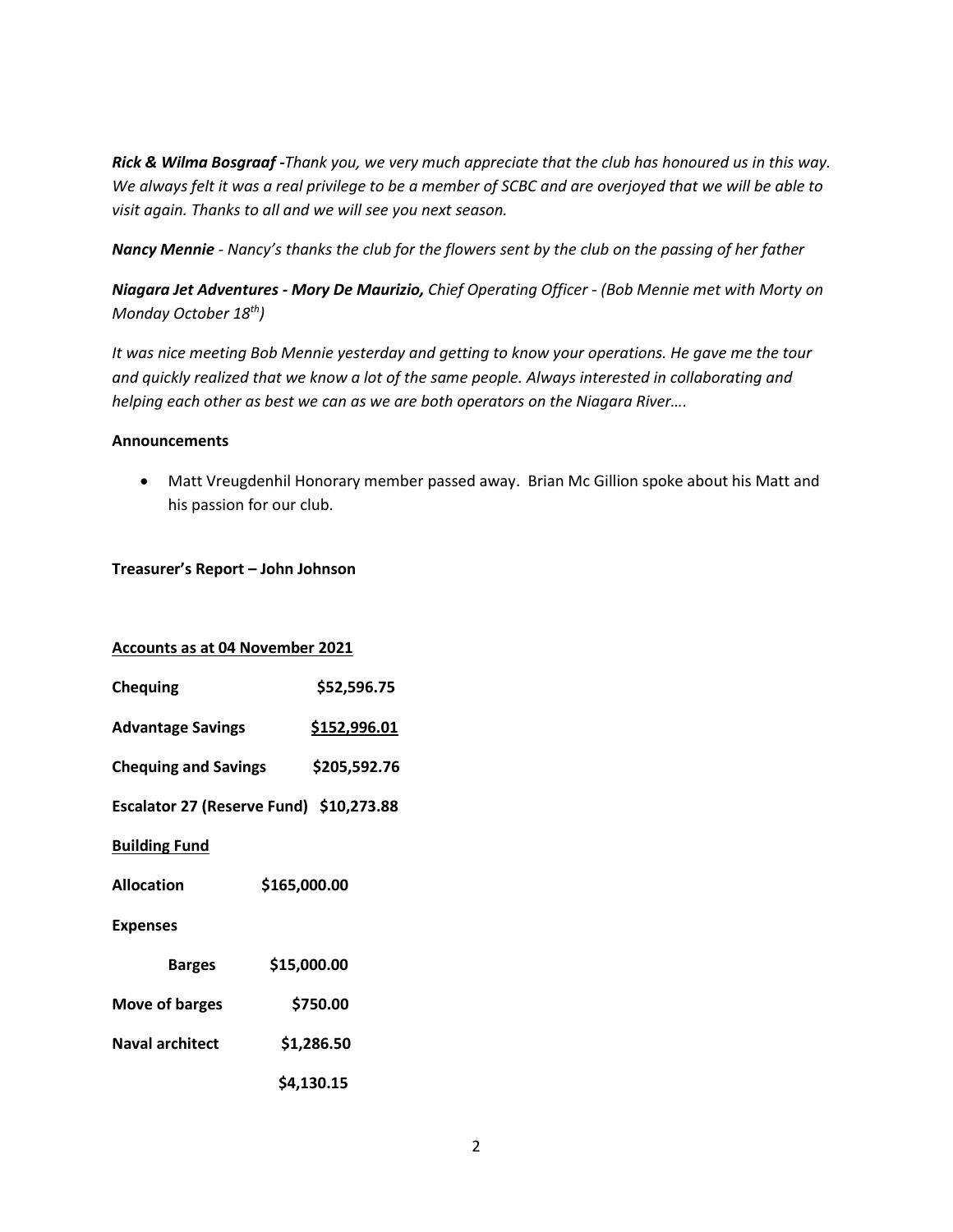***Rick & Wilma Bosgraaf -*** *Thank you, we very much appreciate that the club has honoured us in this way. We always felt it was a real privilege to be a member of SCBC and are overjoyed that we will be able to visit again. Thanks to all and we will see you next season.*

***Nancy Mennie*** *- Nancy's thanks the club for the flowers sent by the club on the passing of her father*

***Niagara Jet Adventures - Mory De Maurizio,*** *Chief Operating Officer - (Bob Mennie met with Morty on Monday October 18th)*

*It was nice meeting Bob Mennie yesterday and getting to know your operations. He gave me the tour and quickly realized that we know a lot of the same people. Always interested in collaborating and helping each other as best we can as we are both operators on the Niagara River….*

**Announcements**

- Matt Vreugdenhil Honorary member passed away. Brian Mc Gillion spoke about his Matt and his passion for our club.

**Treasurer's Report – John Johnson**

**Accounts as at 04 November 2021**

| | |
|---|---|
| **Chequing** | **$52,596.75** |
| **Advantage Savings** | **$152,996.01** |
| **Chequing and Savings** | **$205,592.76** |
| **Escalator 27 (Reserve Fund)** | **$10,273.88** |

**Building Fund**

| | |
|---|---|
| **Allocation** | **$165,000.00** |
| **Expenses** | |
| **Barges** | **$15,000.00** |
| **Move of barges** | **$750.00** |
| **Naval architect** | **$1,286.50** |
| | **$4,130.15** |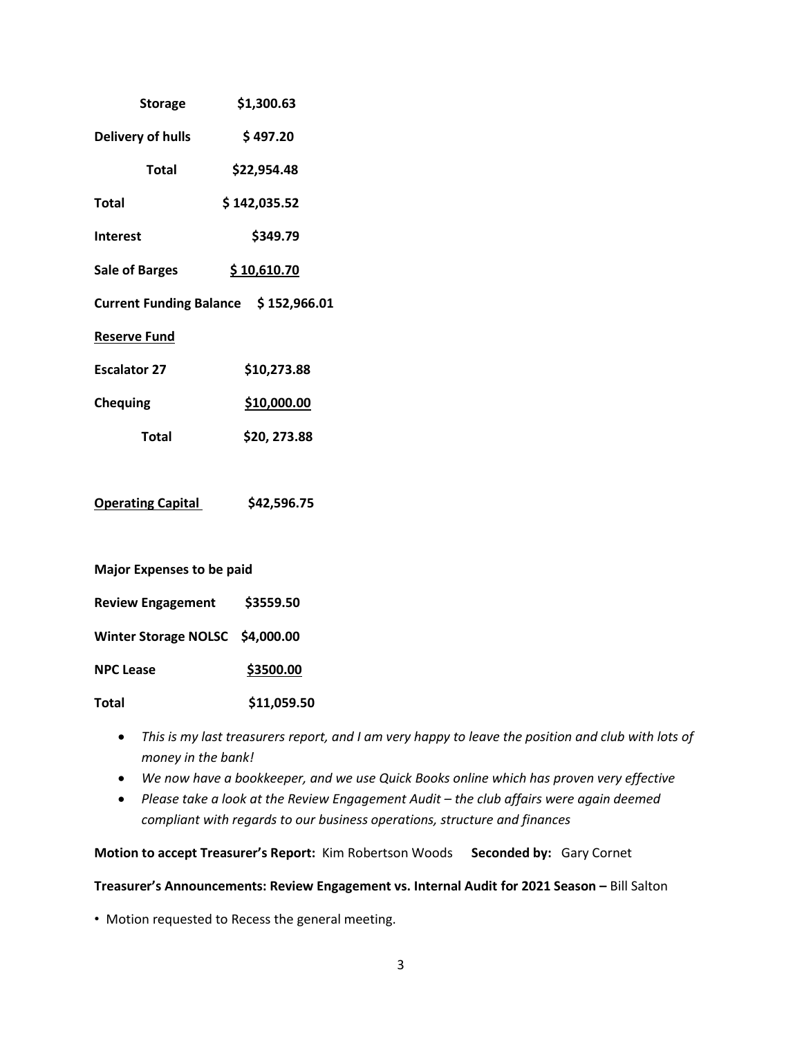**Storage** **$1,300.63**

**Delivery of hulls** **$ 497.20**

**Total** **$22,954.48**

**Total** **$ 142,035.52**

**Interest** **$349.79**

**Sale of Barges** **<u>$ 10,610.70</u>**

**Current Funding Balance** **$ 152,966.01**

**<u>Reserve Fund</u>**

**Escalator 27** **$10,273.88**

**Chequing** **<u>$10,000.00</u>**

**Total** **$20, 273.88**

**<u>Operating Capital</u>** **$42,596.75**

**Major Expenses to be paid**

**Review Engagement** **$3559.50**

**Winter Storage NOLSC** **$4,000.00**

**NPC Lease** **<u>$3500.00</u>**

**Total** **$11,059.50**

- *This is my last treasurers report, and I am very happy to leave the position and club with lots of money in the bank!*
- *We now have a bookkeeper, and we use Quick Books online which has proven very effective*
- *Please take a look at the Review Engagement Audit – the club affairs were again deemed compliant with regards to our business operations, structure and finances*

**Motion to accept Treasurer's Report:** Kim Robertson Woods **Seconded by:** Gary Cornet

**Treasurer's Announcements: Review Engagement vs. Internal Audit for 2021 Season –** Bill Salton

- Motion requested to Recess the general meeting.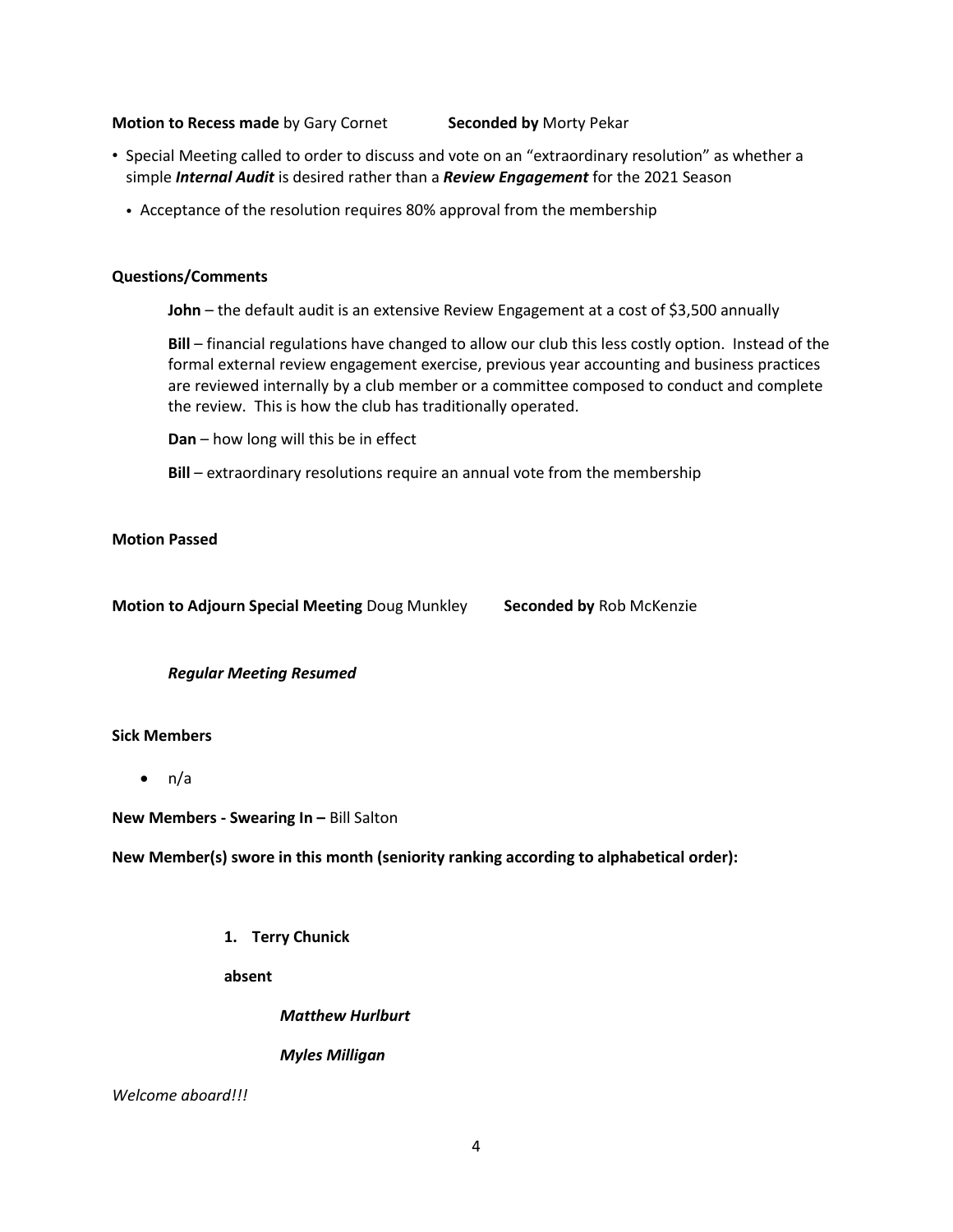**Motion to Recess made** by Gary Cornet **Seconded by** Morty Pekar

- Special Meeting called to order to discuss and vote on an "extraordinary resolution" as whether a simple ***Internal Audit*** is desired rather than a ***Review Engagement*** for the 2021 Season
  - Acceptance of the resolution requires 80% approval from the membership

**Questions/Comments**

**John** – the default audit is an extensive Review Engagement at a cost of $3,500 annually

**Bill** – financial regulations have changed to allow our club this less costly option. Instead of the formal external review engagement exercise, previous year accounting and business practices are reviewed internally by a club member or a committee composed to conduct and complete the review. This is how the club has traditionally operated.

**Dan** – how long will this be in effect

**Bill** – extraordinary resolutions require an annual vote from the membership

**Motion Passed**

**Motion to Adjourn Special Meeting** Doug Munkley **Seconded by** Rob McKenzie

***Regular Meeting Resumed***

**Sick Members**

- n/a

**New Members - Swearing In –** Bill Salton

**New Member(s) swore in this month (seniority ranking according to alphabetical order):**

1. **Terry Chunick**

**absent**

***Matthew Hurlburt***

***Myles Milligan***

*Welcome aboard!!!*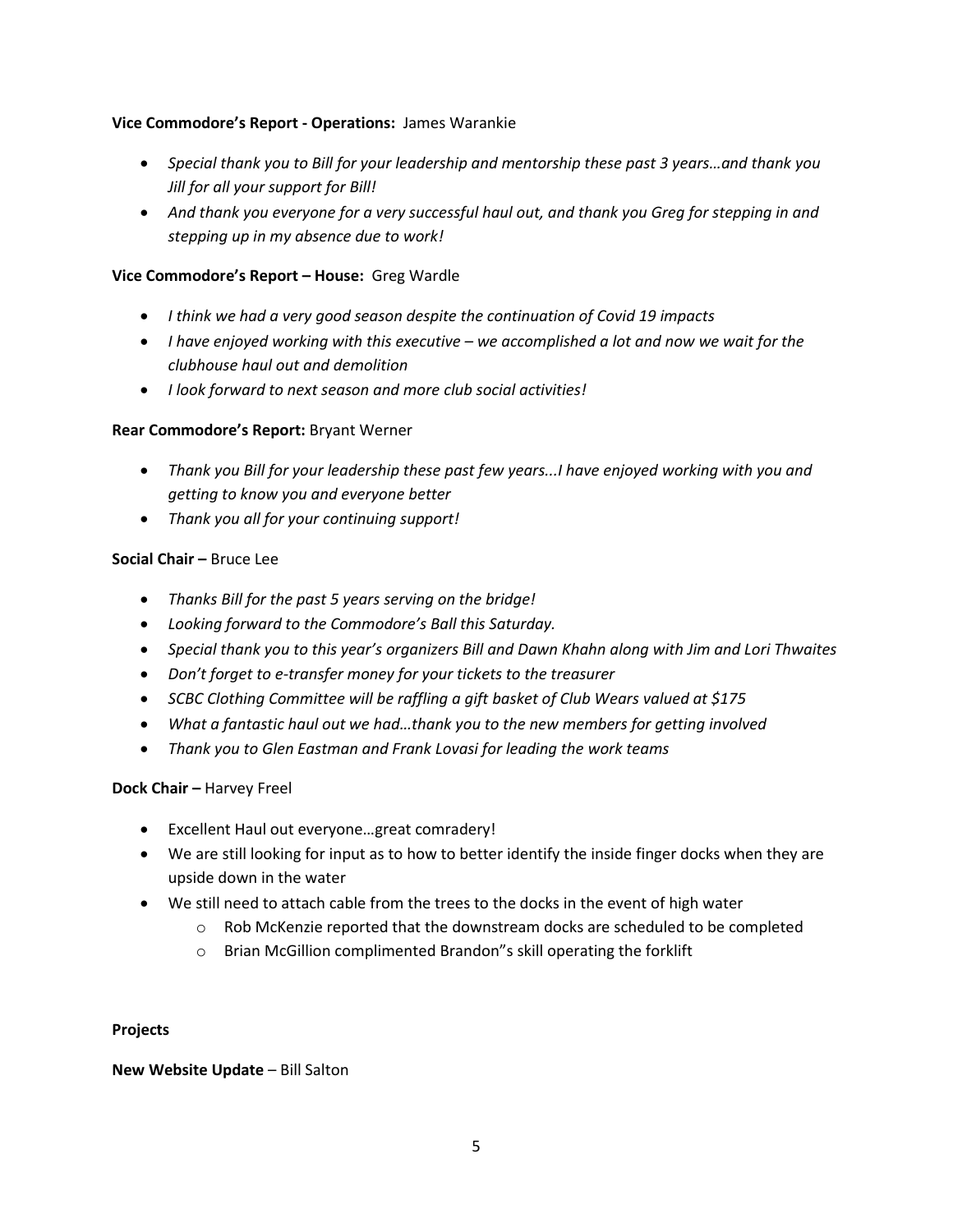**Vice Commodore's Report - Operations:** James Warankie

- *Special thank you to Bill for your leadership and mentorship these past 3 years…and thank you Jill for all your support for Bill!*
- *And thank you everyone for a very successful haul out, and thank you Greg for stepping in and stepping up in my absence due to work!*

**Vice Commodore's Report – House:** Greg Wardle

- *I think we had a very good season despite the continuation of Covid 19 impacts*
- *I have enjoyed working with this executive – we accomplished a lot and now we wait for the clubhouse haul out and demolition*
- *I look forward to next season and more club social activities!*

**Rear Commodore's Report:** Bryant Werner

- *Thank you Bill for your leadership these past few years...I have enjoyed working with you and getting to know you and everyone better*
- *Thank you all for your continuing support!*

**Social Chair –** Bruce Lee

- *Thanks Bill for the past 5 years serving on the bridge!*
- *Looking forward to the Commodore's Ball this Saturday.*
- *Special thank you to this year's organizers Bill and Dawn Khahn along with Jim and Lori Thwaites*
- *Don't forget to e-transfer money for your tickets to the treasurer*
- *SCBC Clothing Committee will be raffling a gift basket of Club Wears valued at $175*
- *What a fantastic haul out we had…thank you to the new members for getting involved*
- *Thank you to Glen Eastman and Frank Lovasi for leading the work teams*

**Dock Chair –** Harvey Freel

- Excellent Haul out everyone…great comradery!
- We are still looking for input as to how to better identify the inside finger docks when they are upside down in the water
- We still need to attach cable from the trees to the docks in the event of high water
  - Rob McKenzie reported that the downstream docks are scheduled to be completed
  - Brian McGillion complimented Brandon"s skill operating the forklift

**Projects**

**New Website Update** – Bill Salton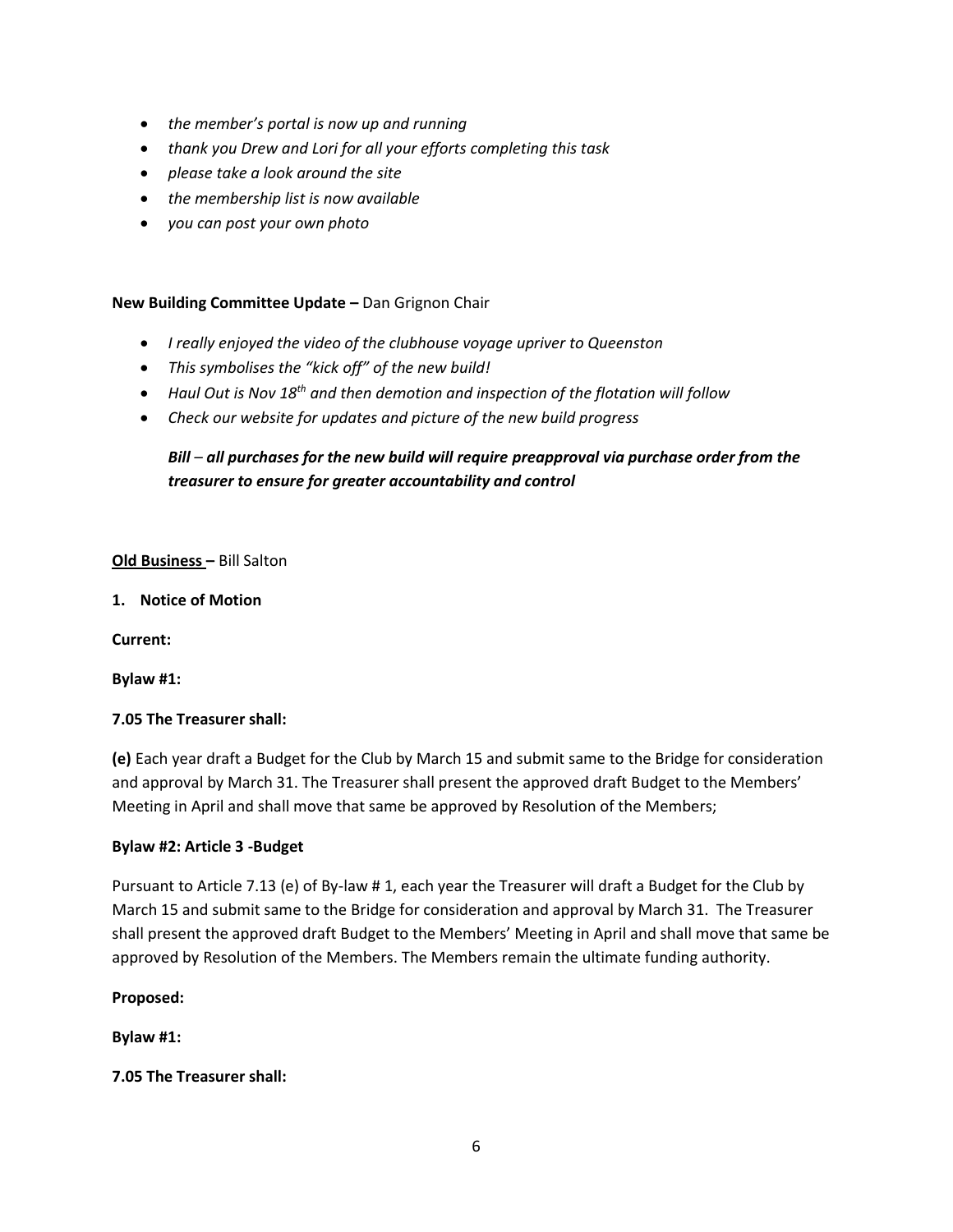- *the member's portal is now up and running*
- *thank you Drew and Lori for all your efforts completing this task*
- *please take a look around the site*
- *the membership list is now available*
- *you can post your own photo*

**New Building Committee Update –** Dan Grignon Chair

- *I really enjoyed the video of the clubhouse voyage upriver to Queenston*
- *This symbolises the "kick off" of the new build!*
- *Haul Out is Nov 18th and then demotion and inspection of the flotation will follow*
- *Check our website for updates and picture of the new build progress*

  ***Bill** – **all purchases for the new build will require preapproval via purchase order from the treasurer to ensure for greater accountability and control***

**Old Business –** Bill Salton

**1. Notice of Motion**

**Current:**

**Bylaw #1:**

**7.05 The Treasurer shall:**

**(e)** Each year draft a Budget for the Club by March 15 and submit same to the Bridge for consideration and approval by March 31. The Treasurer shall present the approved draft Budget to the Members' Meeting in April and shall move that same be approved by Resolution of the Members;

**Bylaw #2: Article 3 -Budget**

Pursuant to Article 7.13 (e) of By-law # 1, each year the Treasurer will draft a Budget for the Club by March 15 and submit same to the Bridge for consideration and approval by March 31. The Treasurer shall present the approved draft Budget to the Members' Meeting in April and shall move that same be approved by Resolution of the Members. The Members remain the ultimate funding authority.

**Proposed:**

**Bylaw #1:**

**7.05 The Treasurer shall:**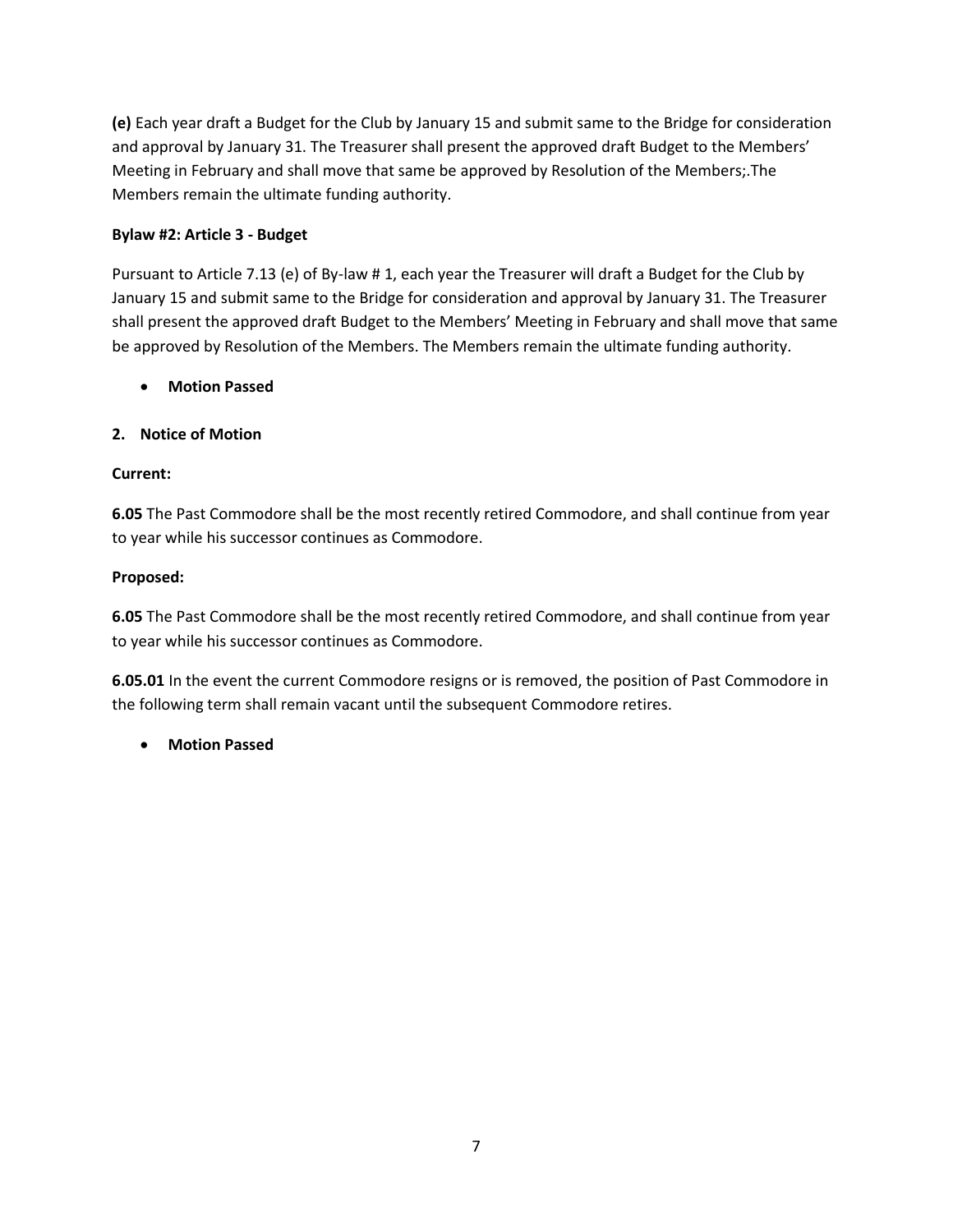**(e)** Each year draft a Budget for the Club by January 15 and submit same to the Bridge for consideration and approval by January 31. The Treasurer shall present the approved draft Budget to the Members' Meeting in February and shall move that same be approved by Resolution of the Members;.The Members remain the ultimate funding authority.

**Bylaw #2: Article 3 - Budget**

Pursuant to Article 7.13 (e) of By-law # 1, each year the Treasurer will draft a Budget for the Club by January 15 and submit same to the Bridge for consideration and approval by January 31. The Treasurer shall present the approved draft Budget to the Members' Meeting in February and shall move that same be approved by Resolution of the Members. The Members remain the ultimate funding authority.

- **Motion Passed**

**2. Notice of Motion**

**Current:**

**6.05** The Past Commodore shall be the most recently retired Commodore, and shall continue from year to year while his successor continues as Commodore.

**Proposed:**

**6.05** The Past Commodore shall be the most recently retired Commodore, and shall continue from year to year while his successor continues as Commodore.

**6.05.01** In the event the current Commodore resigns or is removed, the position of Past Commodore in the following term shall remain vacant until the subsequent Commodore retires.

- **Motion Passed**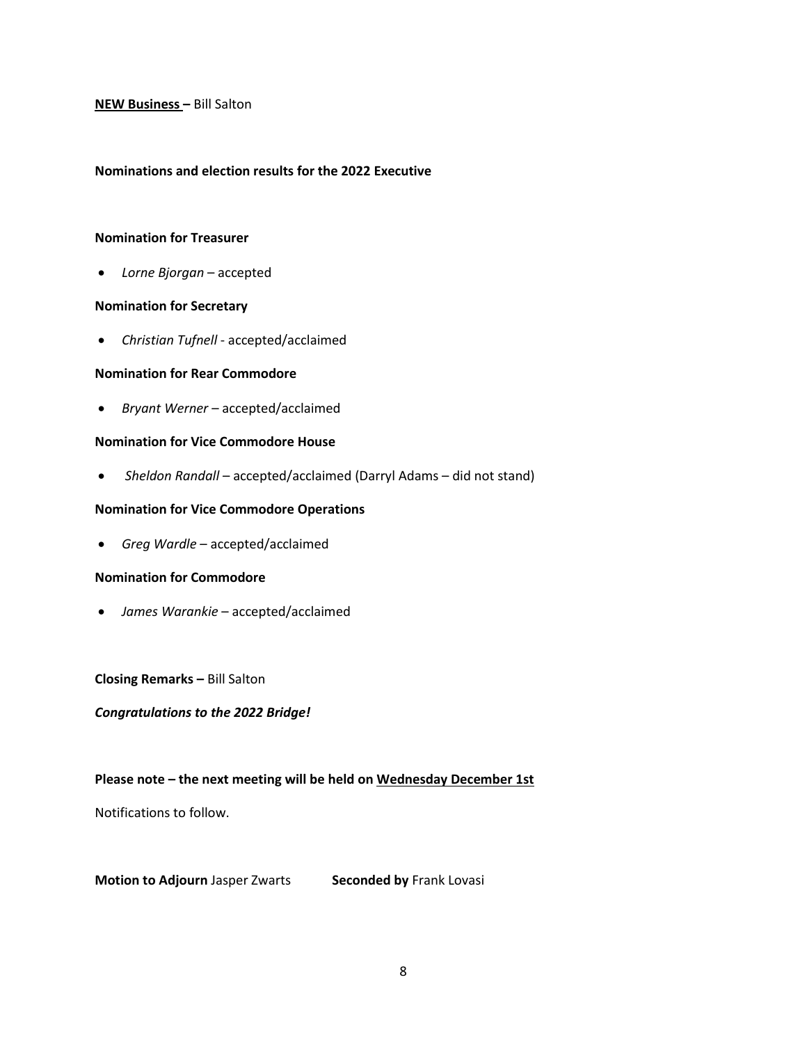**NEW Business –** Bill Salton

**Nominations and election results for the 2022 Executive**

**Nomination for Treasurer**

- *Lorne Bjorgan* – accepted

**Nomination for Secretary**

- *Christian Tufnell* - accepted/acclaimed

**Nomination for Rear Commodore**

- *Bryant Werner* – accepted/acclaimed

**Nomination for Vice Commodore House**

- *Sheldon Randall* – accepted/acclaimed (Darryl Adams – did not stand)

**Nomination for Vice Commodore Operations**

- *Greg Wardle* – accepted/acclaimed

**Nomination for Commodore**

- *James Warankie* – accepted/acclaimed

**Closing Remarks –** Bill Salton

***Congratulations to the 2022 Bridge!***

**Please note – the next meeting will be held on Wednesday December 1st**

Notifications to follow.

**Motion to Adjourn** Jasper Zwarts **Seconded by** Frank Lovasi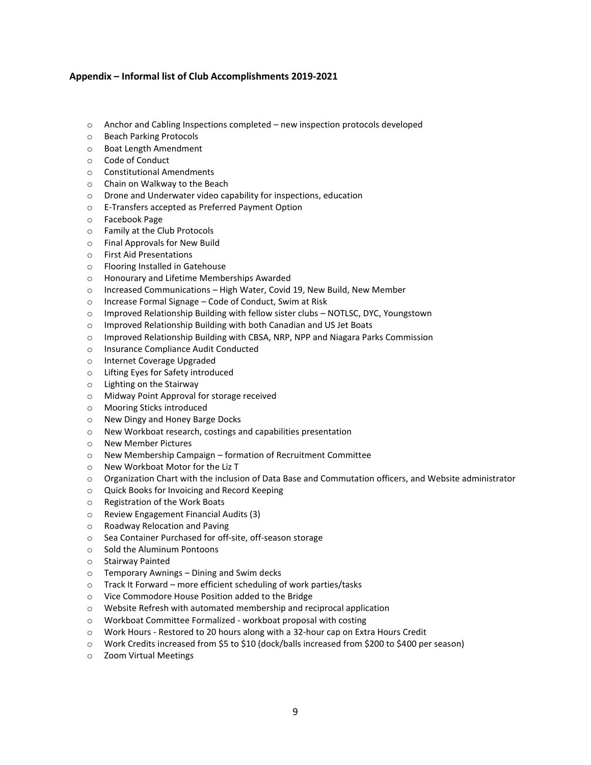### Appendix – Informal list of Club Accomplishments 2019-2021

- Anchor and Cabling Inspections completed – new inspection protocols developed
- Beach Parking Protocols
- Boat Length Amendment
- Code of Conduct
- Constitutional Amendments
- Chain on Walkway to the Beach
- Drone and Underwater video capability for inspections, education
- E-Transfers accepted as Preferred Payment Option
- Facebook Page
- Family at the Club Protocols
- Final Approvals for New Build
- First Aid Presentations
- Flooring Installed in Gatehouse
- Honourary and Lifetime Memberships Awarded
- Increased Communications – High Water, Covid 19, New Build, New Member
- Increase Formal Signage – Code of Conduct, Swim at Risk
- Improved Relationship Building with fellow sister clubs – NOTLSC, DYC, Youngstown
- Improved Relationship Building with both Canadian and US Jet Boats
- Improved Relationship Building with CBSA, NRP, NPP and Niagara Parks Commission
- Insurance Compliance Audit Conducted
- Internet Coverage Upgraded
- Lifting Eyes for Safety introduced
- Lighting on the Stairway
- Midway Point Approval for storage received
- Mooring Sticks introduced
- New Dingy and Honey Barge Docks
- New Workboat research, costings and capabilities presentation
- New Member Pictures
- New Membership Campaign – formation of Recruitment Committee
- New Workboat Motor for the Liz T
- Organization Chart with the inclusion of Data Base and Commutation officers, and Website administrator
- Quick Books for Invoicing and Record Keeping
- Registration of the Work Boats
- Review Engagement Financial Audits (3)
- Roadway Relocation and Paving
- Sea Container Purchased for off-site, off-season storage
- Sold the Aluminum Pontoons
- Stairway Painted
- Temporary Awnings – Dining and Swim decks
- Track It Forward – more efficient scheduling of work parties/tasks
- Vice Commodore House Position added to the Bridge
- Website Refresh with automated membership and reciprocal application
- Workboat Committee Formalized - workboat proposal with costing
- Work Hours - Restored to 20 hours along with a 32-hour cap on Extra Hours Credit
- Work Credits increased from $5 to $10 (dock/balls increased from $200 to $400 per season)
- Zoom Virtual Meetings